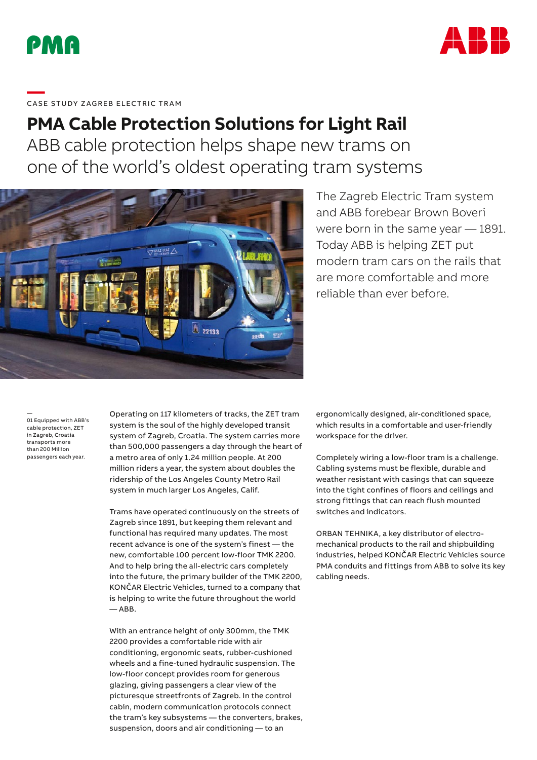PMA

ABB

CASE STUDY ZAGREB ELECTRIC TRAM

# PMA Cable Protection Solutions for Light Rail

## ABB cable protection helps shape new trams on one of the world's oldest operating tram systems

The Zagreb Electric Tram system and ABB forebear Brown Boveri were born in the same year — 1891. Today ABB is helping ZET put modern tram cars on the rails that are more comfortable and more reliable than ever before.

—
01 Equipped with ABB's cable protection, ZET in Zagreb, Croatia transports more than 200 Million passengers each year.

Operating on 117 kilometers of tracks, the ZET tram system is the soul of the highly developed transit system of Zagreb, Croatia. The system carries more than 500,000 passengers a day through the heart of a metro area of only 1.24 million people. At 200 million riders a year, the system about doubles the ridership of the Los Angeles County Metro Rail system in much larger Los Angeles, Calif.

Trams have operated continuously on the streets of Zagreb since 1891, but keeping them relevant and functional has required many updates. The most recent advance is one of the system's finest — the new, comfortable 100 percent low-floor TMK 2200. And to help bring the all-electric cars completely into the future, the primary builder of the TMK 2200, KONČAR Electric Vehicles, turned to a company that is helping to write the future throughout the world — ABB.

With an entrance height of only 300mm, the TMK 2200 provides a comfortable ride with air conditioning, ergonomic seats, rubber-cushioned wheels and a fine-tuned hydraulic suspension. The low-floor concept provides room for generous glazing, giving passengers a clear view of the picturesque streetfronts of Zagreb. In the control cabin, modern communication protocols connect the tram's key subsystems — the converters, brakes, suspension, doors and air conditioning — to an ergonomically designed, air-conditioned space, which results in a comfortable and user-friendly workspace for the driver.

Completely wiring a low-floor tram is a challenge. Cabling systems must be flexible, durable and weather resistant with casings that can squeeze into the tight confines of floors and ceilings and strong fittings that can reach flush mounted switches and indicators.

ORBAN TEHNIKA, a key distributor of electro-mechanical products to the rail and shipbuilding industries, helped KONČAR Electric Vehicles source PMA conduits and fittings from ABB to solve its key cabling needs.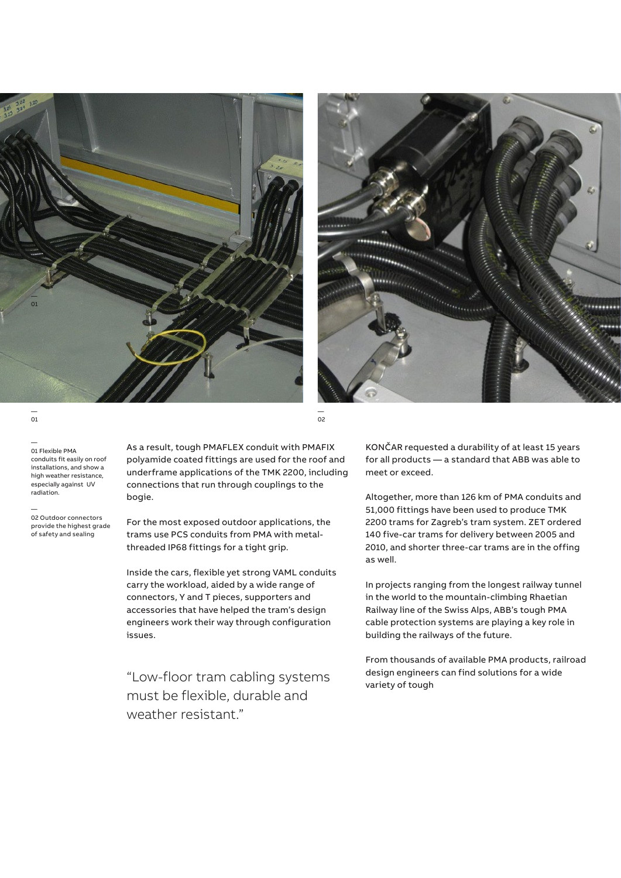—
01

—
02

—
01 Flexible PMA conduits fit easily on roof installations, and show a high weather resistance, especially against UV radiation.

—
02 Outdoor connectors provide the highest grade of safety and sealing

As a result, tough PMAFLEX conduit with PMAFIX polyamide coated fittings are used for the roof and underframe applications of the TMK 2200, including connections that run through couplings to the bogie.

For the most exposed outdoor applications, the trams use PCS conduits from PMA with metal-threaded IP68 fittings for a tight grip.

Inside the cars, flexible yet strong VAML conduits carry the workload, aided by a wide range of connectors, Y and T pieces, supporters and accessories that have helped the tram's design engineers work their way through configuration issues.

"Low-floor tram cabling systems must be flexible, durable and weather resistant."

KONČAR requested a durability of at least 15 years for all products — a standard that ABB was able to meet or exceed.

Altogether, more than 126 km of PMA conduits and 51,000 fittings have been used to produce TMK 2200 trams for Zagreb's tram system. ZET ordered 140 five-car trams for delivery between 2005 and 2010, and shorter three-car trams are in the offing as well.

In projects ranging from the longest railway tunnel in the world to the mountain-climbing Rhaetian Railway line of the Swiss Alps, ABB's tough PMA cable protection systems are playing a key role in building the railways of the future.

From thousands of available PMA products, railroad design engineers can find solutions for a wide variety of tough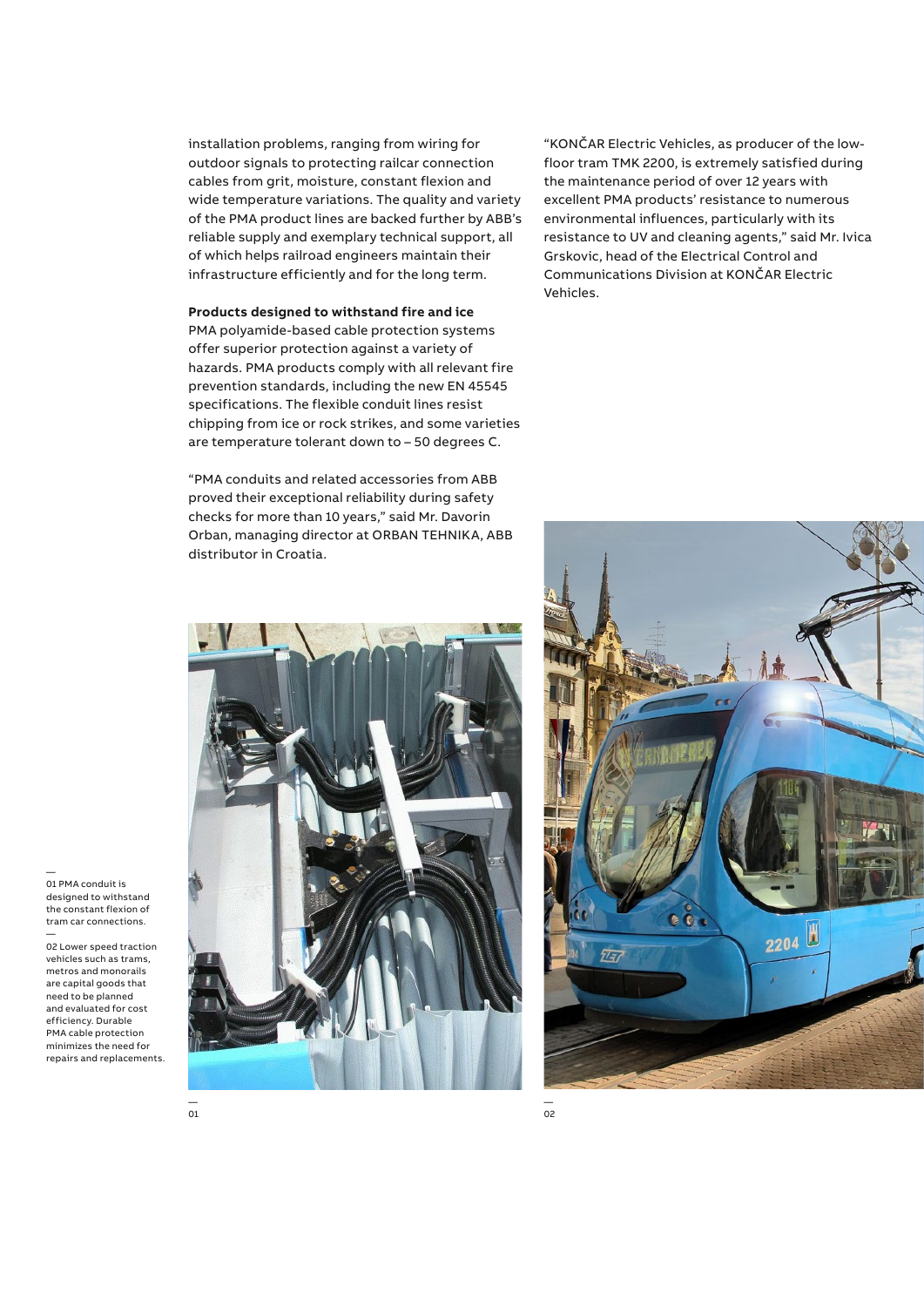installation problems, ranging from wiring for outdoor signals to protecting railcar connection cables from grit, moisture, constant flexion and wide temperature variations. The quality and variety of the PMA product lines are backed further by ABB's reliable supply and exemplary technical support, all of which helps railroad engineers maintain their infrastructure efficiently and for the long term.

**Products designed to withstand fire and ice**
PMA polyamide-based cable protection systems offer superior protection against a variety of hazards. PMA products comply with all relevant fire prevention standards, including the new EN 45545 specifications. The flexible conduit lines resist chipping from ice or rock strikes, and some varieties are temperature tolerant down to – 50 degrees C.

"PMA conduits and related accessories from ABB proved their exceptional reliability during safety checks for more than 10 years," said Mr. Davorin Orban, managing director at ORBAN TEHNIKA, ABB distributor in Croatia.

"KONČAR Electric Vehicles, as producer of the low-floor tram TMK 2200, is extremely satisfied during the maintenance period of over 12 years with excellent PMA products' resistance to numerous environmental influences, particularly with its resistance to UV and cleaning agents," said Mr. Ivica Grskovic, head of the Electrical Control and Communications Division at KONČAR Electric Vehicles.

01 PMA conduit is designed to withstand the constant flexion of tram car connections.

02 Lower speed traction vehicles such as trams, metros and monorails are capital goods that need to be planned and evaluated for cost efficiency. Durable PMA cable protection minimizes the need for repairs and replacements.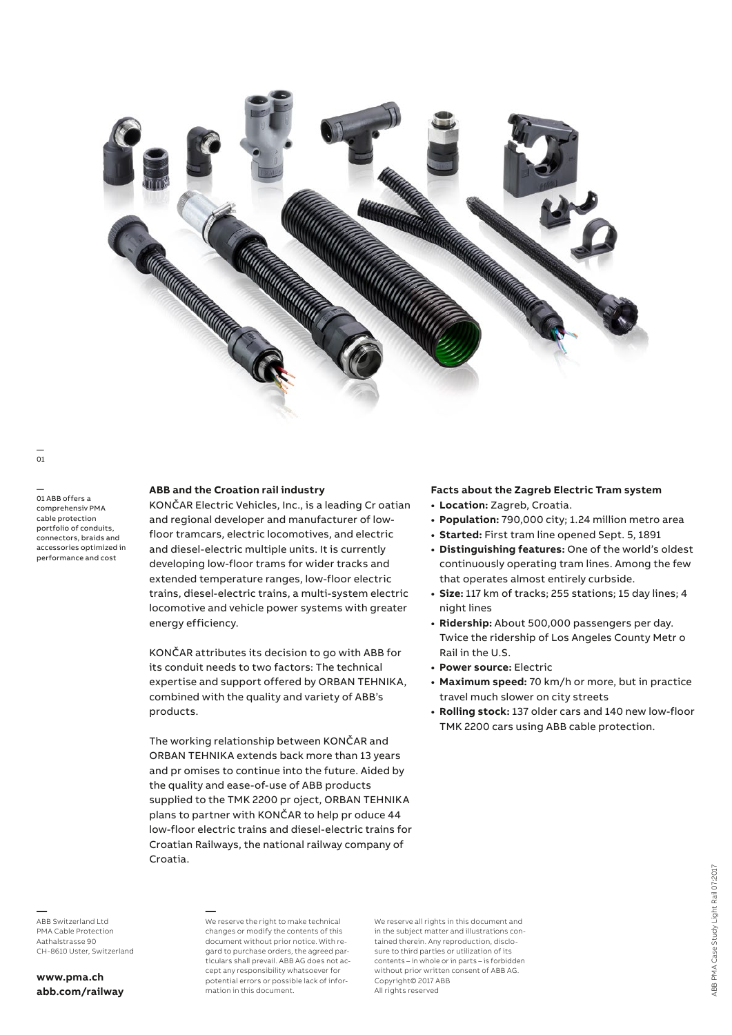—
01

—
01 ABB offers a comprehensiv PMA cable protection portfolio of conduits, connectors, braids and accessories optimized in performance and cost

### ABB and the Croation rail industry

KONČAR Electric Vehicles, Inc., is a leading Cr oatian and regional developer and manufacturer of low-floor tramcars, electric locomotives, and electric and diesel-electric multiple units. It is currently developing low-floor trams for wider tracks and extended temperature ranges, low-floor electric trains, diesel-electric trains, a multi-system electric locomotive and vehicle power systems with greater energy efficiency.

KONČAR attributes its decision to go with ABB for its conduit needs to two factors: The technical expertise and support offered by ORBAN TEHNIKA, combined with the quality and variety of ABB's products.

The working relationship between KONČAR and ORBAN TEHNIKA extends back more than 13 years and pr omises to continue into the future. Aided by the quality and ease-of-use of ABB products supplied to the TMK 2200 pr oject, ORBAN TEHNIKA plans to partner with KONČAR to help pr oduce 44 low-floor electric trains and diesel-electric trains for Croatian Railways, the national railway company of Croatia.

### Facts about the Zagreb Electric Tram system

- **Location:** Zagreb, Croatia.
- **Population:** 790,000 city; 1.24 million metro area
- **Started:** First tram line opened Sept. 5, 1891
- **Distinguishing features:** One of the world's oldest continuously operating tram lines. Among the few that operates almost entirely curbside.
- **Size:** 117 km of tracks; 255 stations; 15 day lines; 4 night lines
- **Ridership:** About 500,000 passengers per day. Twice the ridership of Los Angeles County Metr o Rail in the U.S.
- **Power source:** Electric
- **Maximum speed:** 70 km/h or more, but in practice travel much slower on city streets
- **Rolling stock:** 137 older cars and 140 new low-floor TMK 2200 cars using ABB cable protection.

—
ABB Switzerland Ltd
PMA Cable Protection
Aathalstrasse 90
CH-8610 Uster, Switzerland

**www.pma.ch**
**abb.com/railway**

—
We reserve the right to make technical changes or modify the contents of this document without prior notice. With regard to purchase orders, the agreed particulars shall prevail. ABB AG does not accept any responsibility whatsoever for potential errors or possible lack of information in this document.

We reserve all rights in this document and in the subject matter and illustrations contained therein. Any reproduction, disclosure to third parties or utilization of its contents – in whole or in parts – is forbidden without prior written consent of ABB AG.
Copyright© 2017 ABB
All rights reserved

ABB PMA Case Study Light Rail 07.2017